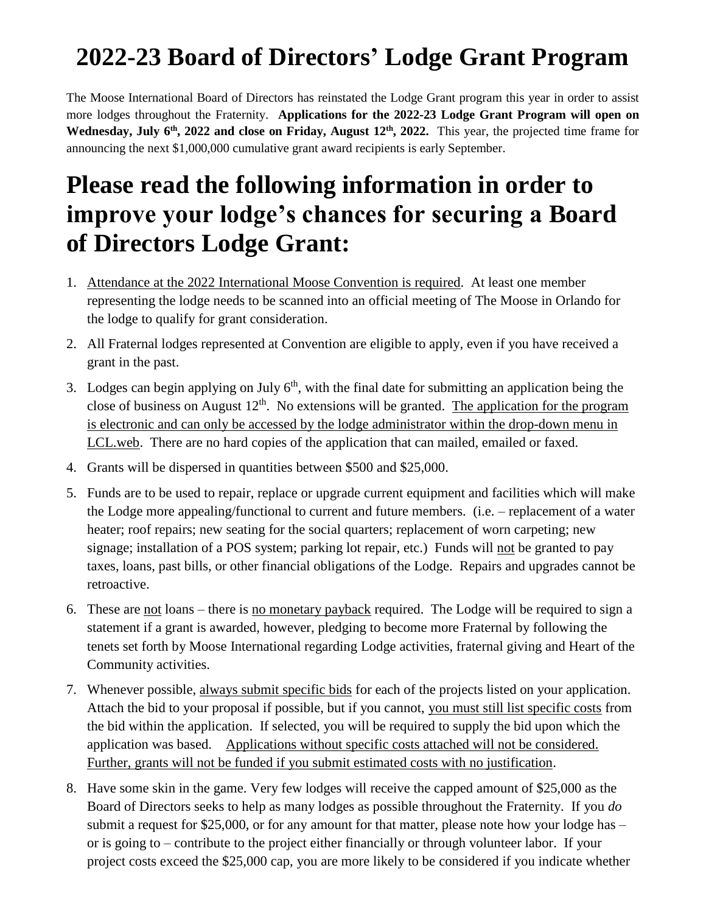# 2022-23 Board of Directors' Lodge Grant Program

The Moose International Board of Directors has reinstated the Lodge Grant program this year in order to assist more lodges throughout the Fraternity. **Applications for the 2022-23 Lodge Grant Program will open on Wednesday, July 6th, 2022 and close on Friday, August 12th, 2022.** This year, the projected time frame for announcing the next $1,000,000 cumulative grant award recipients is early September.

# Please read the following information in order to improve your lodge's chances for securing a Board of Directors Lodge Grant:

1. Attendance at the 2022 International Moose Convention is required. At least one member representing the lodge needs to be scanned into an official meeting of The Moose in Orlando for the lodge to qualify for grant consideration.
2. All Fraternal lodges represented at Convention are eligible to apply, even if you have received a grant in the past.
3. Lodges can begin applying on July 6th, with the final date for submitting an application being the close of business on August 12th. No extensions will be granted. The application for the program is electronic and can only be accessed by the lodge administrator within the drop-down menu in LCL.web. There are no hard copies of the application that can mailed, emailed or faxed.
4. Grants will be dispersed in quantities between $500 and $25,000.
5. Funds are to be used to repair, replace or upgrade current equipment and facilities which will make the Lodge more appealing/functional to current and future members. (i.e. – replacement of a water heater; roof repairs; new seating for the social quarters; replacement of worn carpeting; new signage; installation of a POS system; parking lot repair, etc.) Funds will not be granted to pay taxes, loans, past bills, or other financial obligations of the Lodge. Repairs and upgrades cannot be retroactive.
6. These are not loans – there is no monetary payback required. The Lodge will be required to sign a statement if a grant is awarded, however, pledging to become more Fraternal by following the tenets set forth by Moose International regarding Lodge activities, fraternal giving and Heart of the Community activities.
7. Whenever possible, always submit specific bids for each of the projects listed on your application. Attach the bid to your proposal if possible, but if you cannot, you must still list specific costs from the bid within the application. If selected, you will be required to supply the bid upon which the application was based. Applications without specific costs attached will not be considered. Further, grants will not be funded if you submit estimated costs with no justification.
8. Have some skin in the game. Very few lodges will receive the capped amount of $25,000 as the Board of Directors seeks to help as many lodges as possible throughout the Fraternity. If you *do* submit a request for $25,000, or for any amount for that matter, please note how your lodge has – or is going to – contribute to the project either financially or through volunteer labor. If your project costs exceed the $25,000 cap, you are more likely to be considered if you indicate whether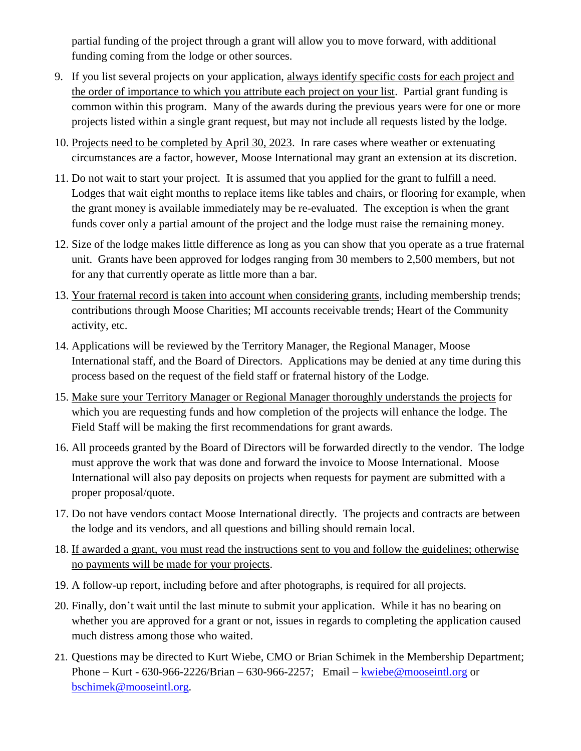partial funding of the project through a grant will allow you to move forward, with additional funding coming from the lodge or other sources.

9. If you list several projects on your application, always identify specific costs for each project and the order of importance to which you attribute each project on your list. Partial grant funding is common within this program. Many of the awards during the previous years were for one or more projects listed within a single grant request, but may not include all requests listed by the lodge.
10. Projects need to be completed by April 30, 2023. In rare cases where weather or extenuating circumstances are a factor, however, Moose International may grant an extension at its discretion.
11. Do not wait to start your project. It is assumed that you applied for the grant to fulfill a need. Lodges that wait eight months to replace items like tables and chairs, or flooring for example, when the grant money is available immediately may be re-evaluated. The exception is when the grant funds cover only a partial amount of the project and the lodge must raise the remaining money.
12. Size of the lodge makes little difference as long as you can show that you operate as a true fraternal unit. Grants have been approved for lodges ranging from 30 members to 2,500 members, but not for any that currently operate as little more than a bar.
13. Your fraternal record is taken into account when considering grants, including membership trends; contributions through Moose Charities; MI accounts receivable trends; Heart of the Community activity, etc.
14. Applications will be reviewed by the Territory Manager, the Regional Manager, Moose International staff, and the Board of Directors. Applications may be denied at any time during this process based on the request of the field staff or fraternal history of the Lodge.
15. Make sure your Territory Manager or Regional Manager thoroughly understands the projects for which you are requesting funds and how completion of the projects will enhance the lodge. The Field Staff will be making the first recommendations for grant awards.
16. All proceeds granted by the Board of Directors will be forwarded directly to the vendor. The lodge must approve the work that was done and forward the invoice to Moose International. Moose International will also pay deposits on projects when requests for payment are submitted with a proper proposal/quote.
17. Do not have vendors contact Moose International directly. The projects and contracts are between the lodge and its vendors, and all questions and billing should remain local.
18. If awarded a grant, you must read the instructions sent to you and follow the guidelines; otherwise no payments will be made for your projects.
19. A follow-up report, including before and after photographs, is required for all projects.
20. Finally, don't wait until the last minute to submit your application. While it has no bearing on whether you are approved for a grant or not, issues in regards to completing the application caused much distress among those who waited.
21. Questions may be directed to Kurt Wiebe, CMO or Brian Schimek in the Membership Department; Phone – Kurt - 630-966-2226/Brian – 630-966-2257; Email – kwiebe@mooseintl.org or bschimek@mooseintl.org.